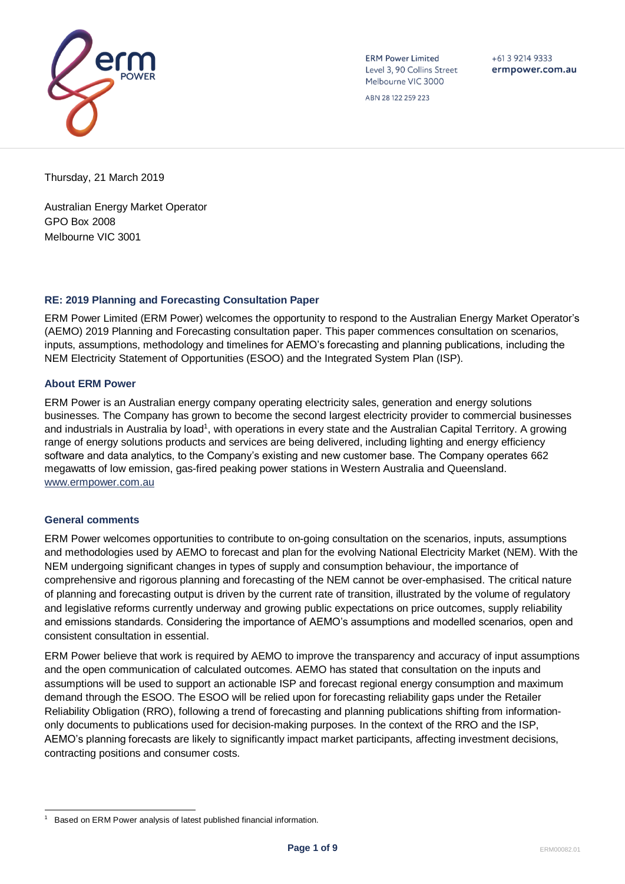ERM Power Limited
Level 3, 90 Collins Street
Melbourne VIC 3000

ABN 28 122 259 223

+61 3 9214 9333
ermpower.com.au

Thursday, 21 March 2019

Australian Energy Market Operator
GPO Box 2008
Melbourne VIC 3001

## RE: 2019 Planning and Forecasting Consultation Paper

ERM Power Limited (ERM Power) welcomes the opportunity to respond to the Australian Energy Market Operator's (AEMO) 2019 Planning and Forecasting consultation paper. This paper commences consultation on scenarios, inputs, assumptions, methodology and timelines for AEMO's forecasting and planning publications, including the NEM Electricity Statement of Opportunities (ESOO) and the Integrated System Plan (ISP).

## About ERM Power

ERM Power is an Australian energy company operating electricity sales, generation and energy solutions businesses. The Company has grown to become the second largest electricity provider to commercial businesses and industrials in Australia by load[1], with operations in every state and the Australian Capital Territory. A growing range of energy solutions products and services are being delivered, including lighting and energy efficiency software and data analytics, to the Company's existing and new customer base. The Company operates 662 megawatts of low emission, gas-fired peaking power stations in Western Australia and Queensland. www.ermpower.com.au

## General comments

ERM Power welcomes opportunities to contribute to on-going consultation on the scenarios, inputs, assumptions and methodologies used by AEMO to forecast and plan for the evolving National Electricity Market (NEM). With the NEM undergoing significant changes in types of supply and consumption behaviour, the importance of comprehensive and rigorous planning and forecasting of the NEM cannot be over-emphasised. The critical nature of planning and forecasting output is driven by the current rate of transition, illustrated by the volume of regulatory and legislative reforms currently underway and growing public expectations on price outcomes, supply reliability and emissions standards. Considering the importance of AEMO's assumptions and modelled scenarios, open and consistent consultation in essential.

ERM Power believe that work is required by AEMO to improve the transparency and accuracy of input assumptions and the open communication of calculated outcomes. AEMO has stated that consultation on the inputs and assumptions will be used to support an actionable ISP and forecast regional energy consumption and maximum demand through the ESOO. The ESOO will be relied upon for forecasting reliability gaps under the Retailer Reliability Obligation (RRO), following a trend of forecasting and planning publications shifting from information-only documents to publications used for decision-making purposes. In the context of the RRO and the ISP, AEMO's planning forecasts are likely to significantly impact market participants, affecting investment decisions, contracting positions and consumer costs.

[1] Based on ERM Power analysis of latest published financial information.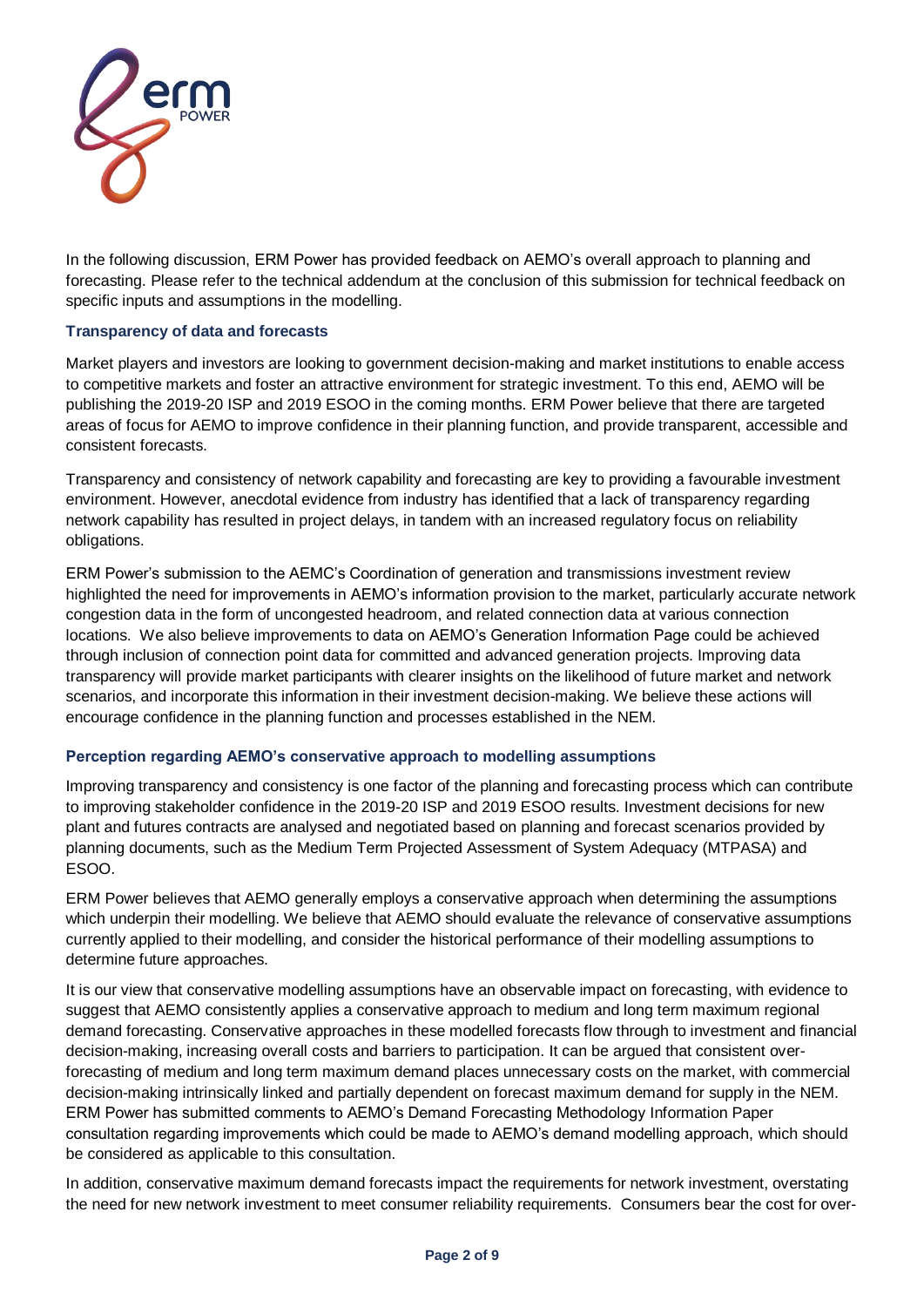In the following discussion, ERM Power has provided feedback on AEMO's overall approach to planning and forecasting. Please refer to the technical addendum at the conclusion of this submission for technical feedback on specific inputs and assumptions in the modelling.

### Transparency of data and forecasts

Market players and investors are looking to government decision-making and market institutions to enable access to competitive markets and foster an attractive environment for strategic investment. To this end, AEMO will be publishing the 2019-20 ISP and 2019 ESOO in the coming months. ERM Power believe that there are targeted areas of focus for AEMO to improve confidence in their planning function, and provide transparent, accessible and consistent forecasts.

Transparency and consistency of network capability and forecasting are key to providing a favourable investment environment. However, anecdotal evidence from industry has identified that a lack of transparency regarding network capability has resulted in project delays, in tandem with an increased regulatory focus on reliability obligations.

ERM Power's submission to the AEMC's Coordination of generation and transmissions investment review highlighted the need for improvements in AEMO's information provision to the market, particularly accurate network congestion data in the form of uncongested headroom, and related connection data at various connection locations. We also believe improvements to data on AEMO's Generation Information Page could be achieved through inclusion of connection point data for committed and advanced generation projects. Improving data transparency will provide market participants with clearer insights on the likelihood of future market and network scenarios, and incorporate this information in their investment decision-making. We believe these actions will encourage confidence in the planning function and processes established in the NEM.

### Perception regarding AEMO's conservative approach to modelling assumptions

Improving transparency and consistency is one factor of the planning and forecasting process which can contribute to improving stakeholder confidence in the 2019-20 ISP and 2019 ESOO results. Investment decisions for new plant and futures contracts are analysed and negotiated based on planning and forecast scenarios provided by planning documents, such as the Medium Term Projected Assessment of System Adequacy (MTPASA) and ESOO.

ERM Power believes that AEMO generally employs a conservative approach when determining the assumptions which underpin their modelling. We believe that AEMO should evaluate the relevance of conservative assumptions currently applied to their modelling, and consider the historical performance of their modelling assumptions to determine future approaches.

It is our view that conservative modelling assumptions have an observable impact on forecasting, with evidence to suggest that AEMO consistently applies a conservative approach to medium and long term maximum regional demand forecasting. Conservative approaches in these modelled forecasts flow through to investment and financial decision-making, increasing overall costs and barriers to participation. It can be argued that consistent over-forecasting of medium and long term maximum demand places unnecessary costs on the market, with commercial decision-making intrinsically linked and partially dependent on forecast maximum demand for supply in the NEM. ERM Power has submitted comments to AEMO's Demand Forecasting Methodology Information Paper consultation regarding improvements which could be made to AEMO's demand modelling approach, which should be considered as applicable to this consultation.

In addition, conservative maximum demand forecasts impact the requirements for network investment, overstating the need for new network investment to meet consumer reliability requirements. Consumers bear the cost for over-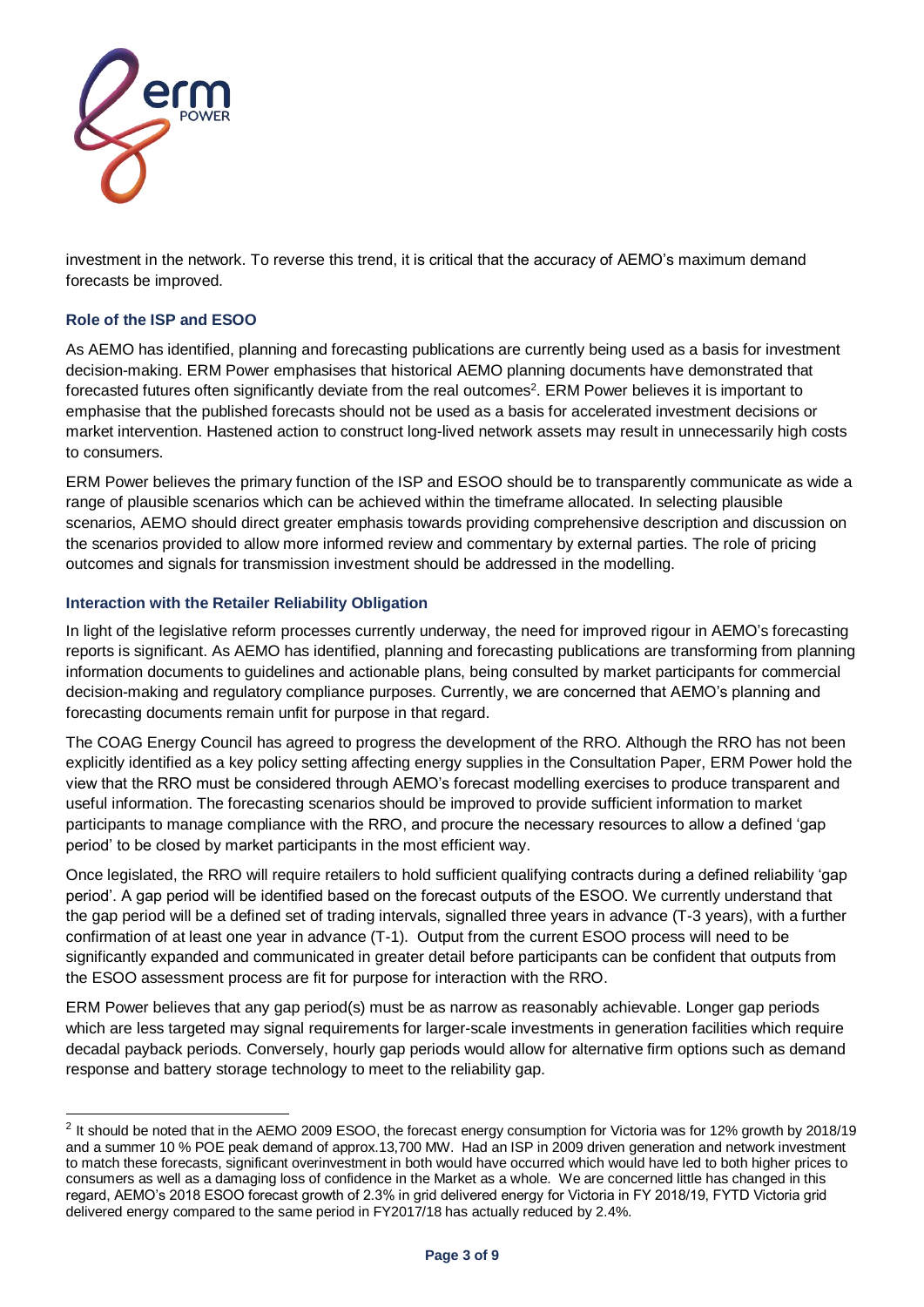investment in the network. To reverse this trend, it is critical that the accuracy of AEMO's maximum demand forecasts be improved.

### Role of the ISP and ESOO

As AEMO has identified, planning and forecasting publications are currently being used as a basis for investment decision-making. ERM Power emphasises that historical AEMO planning documents have demonstrated that forecasted futures often significantly deviate from the real outcomes[2]. ERM Power believes it is important to emphasise that the published forecasts should not be used as a basis for accelerated investment decisions or market intervention. Hastened action to construct long-lived network assets may result in unnecessarily high costs to consumers.

ERM Power believes the primary function of the ISP and ESOO should be to transparently communicate as wide a range of plausible scenarios which can be achieved within the timeframe allocated. In selecting plausible scenarios, AEMO should direct greater emphasis towards providing comprehensive description and discussion on the scenarios provided to allow more informed review and commentary by external parties. The role of pricing outcomes and signals for transmission investment should be addressed in the modelling.

### Interaction with the Retailer Reliability Obligation

In light of the legislative reform processes currently underway, the need for improved rigour in AEMO's forecasting reports is significant. As AEMO has identified, planning and forecasting publications are transforming from planning information documents to guidelines and actionable plans, being consulted by market participants for commercial decision-making and regulatory compliance purposes. Currently, we are concerned that AEMO's planning and forecasting documents remain unfit for purpose in that regard.

The COAG Energy Council has agreed to progress the development of the RRO. Although the RRO has not been explicitly identified as a key policy setting affecting energy supplies in the Consultation Paper, ERM Power hold the view that the RRO must be considered through AEMO's forecast modelling exercises to produce transparent and useful information. The forecasting scenarios should be improved to provide sufficient information to market participants to manage compliance with the RRO, and procure the necessary resources to allow a defined 'gap period' to be closed by market participants in the most efficient way.

Once legislated, the RRO will require retailers to hold sufficient qualifying contracts during a defined reliability 'gap period'. A gap period will be identified based on the forecast outputs of the ESOO. We currently understand that the gap period will be a defined set of trading intervals, signalled three years in advance (T-3 years), with a further confirmation of at least one year in advance (T-1). Output from the current ESOO process will need to be significantly expanded and communicated in greater detail before participants can be confident that outputs from the ESOO assessment process are fit for purpose for interaction with the RRO.

ERM Power believes that any gap period(s) must be as narrow as reasonably achievable. Longer gap periods which are less targeted may signal requirements for larger-scale investments in generation facilities which require decadal payback periods. Conversely, hourly gap periods would allow for alternative firm options such as demand response and battery storage technology to meet to the reliability gap.

---

[2] It should be noted that in the AEMO 2009 ESOO, the forecast energy consumption for Victoria was for 12% growth by 2018/19 and a summer 10 % POE peak demand of approx.13,700 MW. Had an ISP in 2009 driven generation and network investment to match these forecasts, significant overinvestment in both would have occurred which would have led to both higher prices to consumers as well as a damaging loss of confidence in the Market as a whole. We are concerned little has changed in this regard, AEMO's 2018 ESOO forecast growth of 2.3% in grid delivered energy for Victoria in FY 2018/19, FYTD Victoria grid delivered energy compared to the same period in FY2017/18 has actually reduced by 2.4%.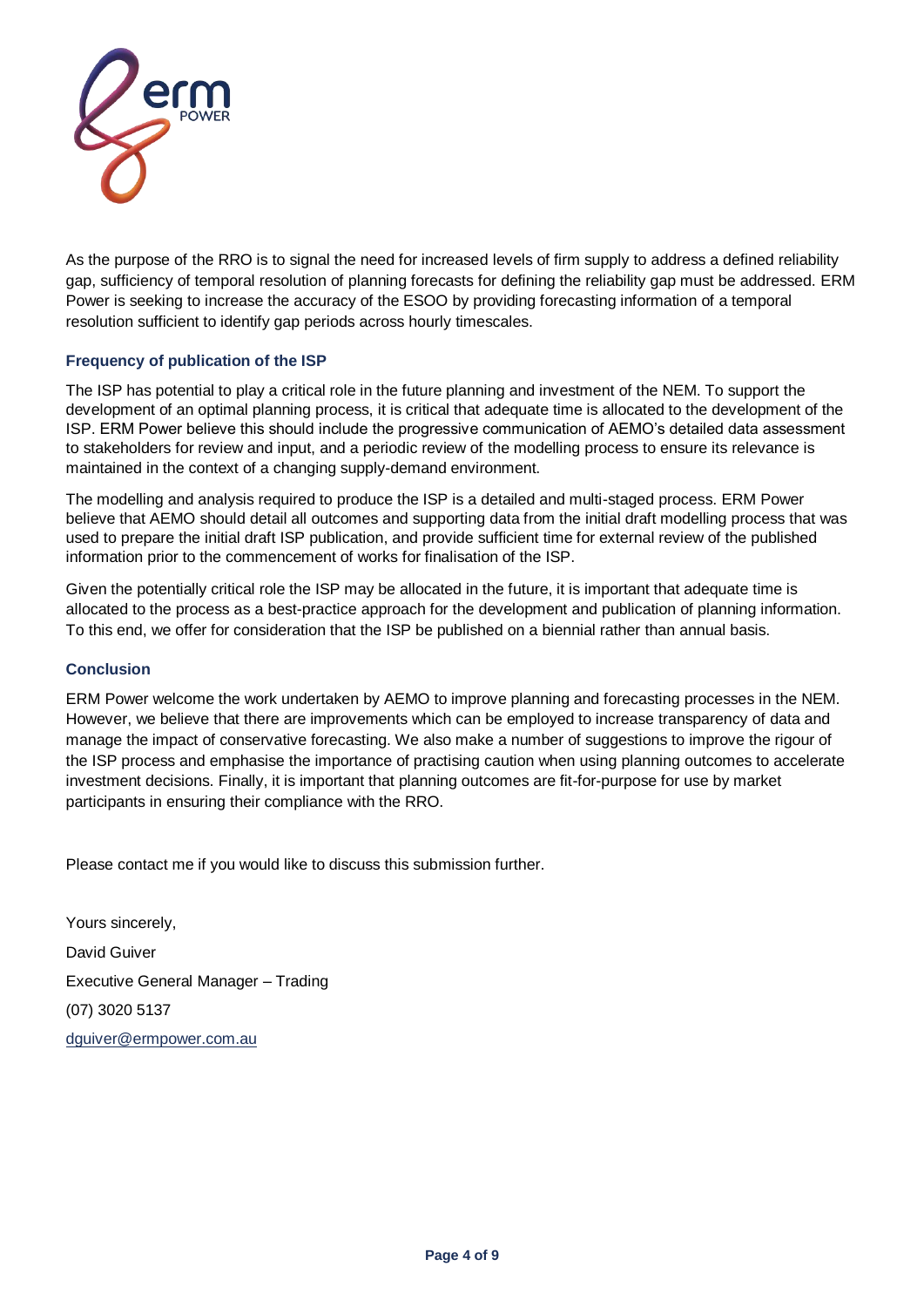As the purpose of the RRO is to signal the need for increased levels of firm supply to address a defined reliability gap, sufficiency of temporal resolution of planning forecasts for defining the reliability gap must be addressed. ERM Power is seeking to increase the accuracy of the ESOO by providing forecasting information of a temporal resolution sufficient to identify gap periods across hourly timescales.

### Frequency of publication of the ISP

The ISP has potential to play a critical role in the future planning and investment of the NEM. To support the development of an optimal planning process, it is critical that adequate time is allocated to the development of the ISP. ERM Power believe this should include the progressive communication of AEMO's detailed data assessment to stakeholders for review and input, and a periodic review of the modelling process to ensure its relevance is maintained in the context of a changing supply-demand environment.

The modelling and analysis required to produce the ISP is a detailed and multi-staged process. ERM Power believe that AEMO should detail all outcomes and supporting data from the initial draft modelling process that was used to prepare the initial draft ISP publication, and provide sufficient time for external review of the published information prior to the commencement of works for finalisation of the ISP.

Given the potentially critical role the ISP may be allocated in the future, it is important that adequate time is allocated to the process as a best-practice approach for the development and publication of planning information. To this end, we offer for consideration that the ISP be published on a biennial rather than annual basis.

### Conclusion

ERM Power welcome the work undertaken by AEMO to improve planning and forecasting processes in the NEM. However, we believe that there are improvements which can be employed to increase transparency of data and manage the impact of conservative forecasting. We also make a number of suggestions to improve the rigour of the ISP process and emphasise the importance of practising caution when using planning outcomes to accelerate investment decisions. Finally, it is important that planning outcomes are fit-for-purpose for use by market participants in ensuring their compliance with the RRO.

Please contact me if you would like to discuss this submission further.

Yours sincerely,

David Guiver

Executive General Manager – Trading

(07) 3020 5137

dguiver@ermpower.com.au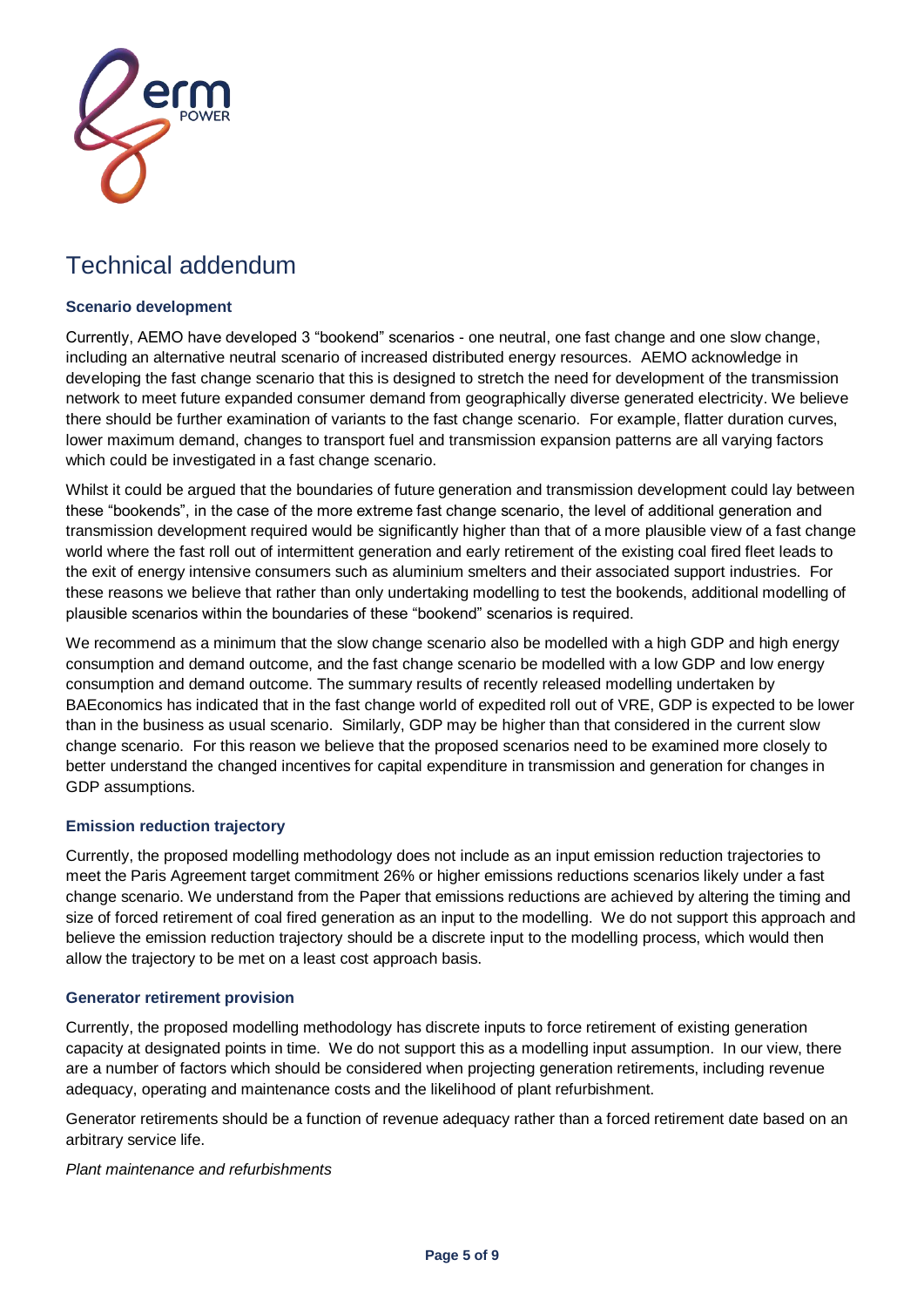# Technical addendum

### Scenario development

Currently, AEMO have developed 3 "bookend" scenarios - one neutral, one fast change and one slow change, including an alternative neutral scenario of increased distributed energy resources. AEMO acknowledge in developing the fast change scenario that this is designed to stretch the need for development of the transmission network to meet future expanded consumer demand from geographically diverse generated electricity. We believe there should be further examination of variants to the fast change scenario. For example, flatter duration curves, lower maximum demand, changes to transport fuel and transmission expansion patterns are all varying factors which could be investigated in a fast change scenario.

Whilst it could be argued that the boundaries of future generation and transmission development could lay between these "bookends", in the case of the more extreme fast change scenario, the level of additional generation and transmission development required would be significantly higher than that of a more plausible view of a fast change world where the fast roll out of intermittent generation and early retirement of the existing coal fired fleet leads to the exit of energy intensive consumers such as aluminium smelters and their associated support industries. For these reasons we believe that rather than only undertaking modelling to test the bookends, additional modelling of plausible scenarios within the boundaries of these "bookend" scenarios is required.

We recommend as a minimum that the slow change scenario also be modelled with a high GDP and high energy consumption and demand outcome, and the fast change scenario be modelled with a low GDP and low energy consumption and demand outcome. The summary results of recently released modelling undertaken by BAEconomics has indicated that in the fast change world of expedited roll out of VRE, GDP is expected to be lower than in the business as usual scenario. Similarly, GDP may be higher than that considered in the current slow change scenario. For this reason we believe that the proposed scenarios need to be examined more closely to better understand the changed incentives for capital expenditure in transmission and generation for changes in GDP assumptions.

### Emission reduction trajectory

Currently, the proposed modelling methodology does not include as an input emission reduction trajectories to meet the Paris Agreement target commitment 26% or higher emissions reductions scenarios likely under a fast change scenario. We understand from the Paper that emissions reductions are achieved by altering the timing and size of forced retirement of coal fired generation as an input to the modelling. We do not support this approach and believe the emission reduction trajectory should be a discrete input to the modelling process, which would then allow the trajectory to be met on a least cost approach basis.

### Generator retirement provision

Currently, the proposed modelling methodology has discrete inputs to force retirement of existing generation capacity at designated points in time. We do not support this as a modelling input assumption. In our view, there are a number of factors which should be considered when projecting generation retirements, including revenue adequacy, operating and maintenance costs and the likelihood of plant refurbishment.

Generator retirements should be a function of revenue adequacy rather than a forced retirement date based on an arbitrary service life.

*Plant maintenance and refurbishments*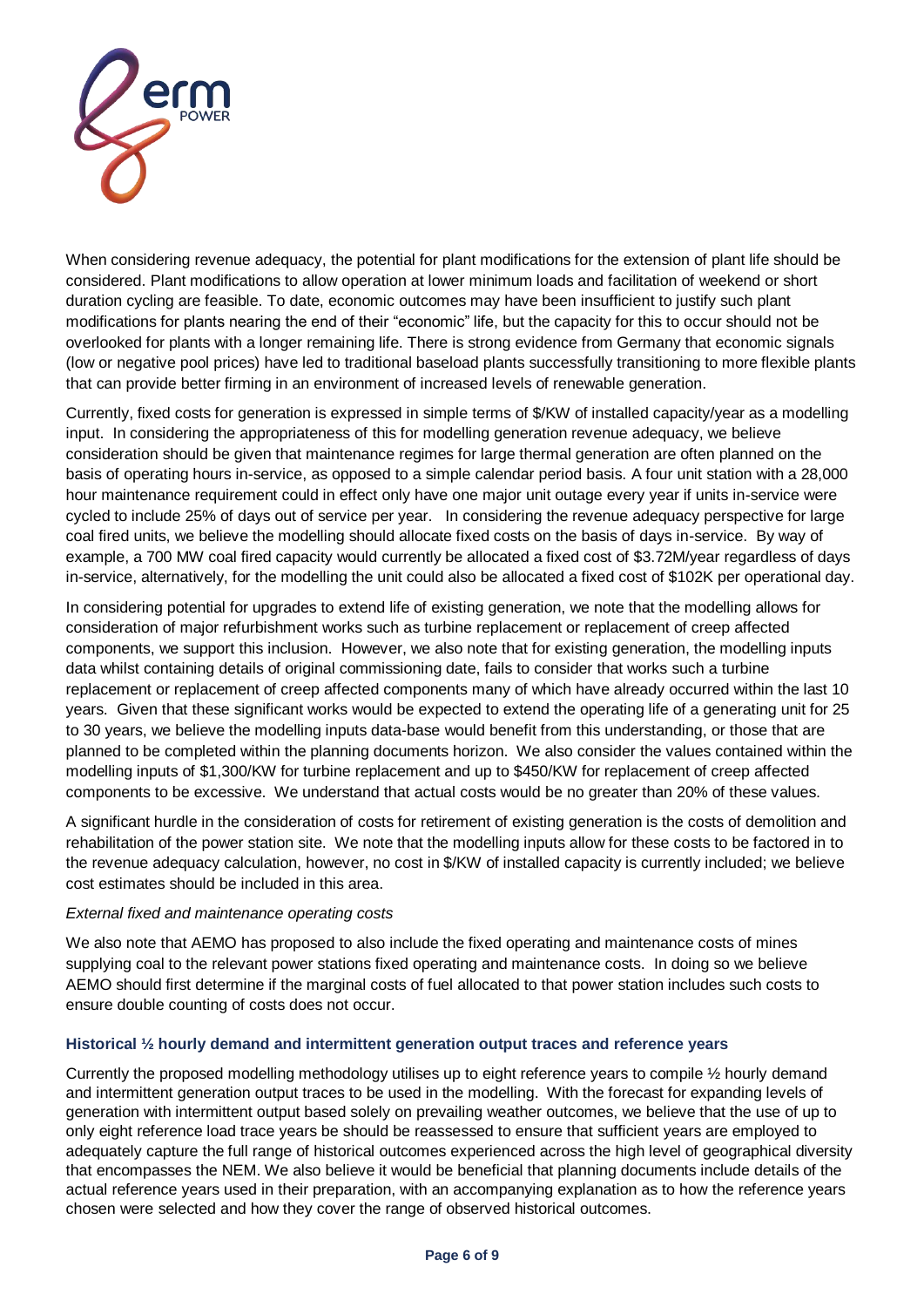When considering revenue adequacy, the potential for plant modifications for the extension of plant life should be considered. Plant modifications to allow operation at lower minimum loads and facilitation of weekend or short duration cycling are feasible. To date, economic outcomes may have been insufficient to justify such plant modifications for plants nearing the end of their "economic" life, but the capacity for this to occur should not be overlooked for plants with a longer remaining life. There is strong evidence from Germany that economic signals (low or negative pool prices) have led to traditional baseload plants successfully transitioning to more flexible plants that can provide better firming in an environment of increased levels of renewable generation.

Currently, fixed costs for generation is expressed in simple terms of $/KW of installed capacity/year as a modelling input. In considering the appropriateness of this for modelling generation revenue adequacy, we believe consideration should be given that maintenance regimes for large thermal generation are often planned on the basis of operating hours in-service, as opposed to a simple calendar period basis. A four unit station with a 28,000 hour maintenance requirement could in effect only have one major unit outage every year if units in-service were cycled to include 25% of days out of service per year. In considering the revenue adequacy perspective for large coal fired units, we believe the modelling should allocate fixed costs on the basis of days in-service. By way of example, a 700 MW coal fired capacity would currently be allocated a fixed cost of $3.72M/year regardless of days in-service, alternatively, for the modelling the unit could also be allocated a fixed cost of $102K per operational day.

In considering potential for upgrades to extend life of existing generation, we note that the modelling allows for consideration of major refurbishment works such as turbine replacement or replacement of creep affected components, we support this inclusion. However, we also note that for existing generation, the modelling inputs data whilst containing details of original commissioning date, fails to consider that works such a turbine replacement or replacement of creep affected components many of which have already occurred within the last 10 years. Given that these significant works would be expected to extend the operating life of a generating unit for 25 to 30 years, we believe the modelling inputs data-base would benefit from this understanding, or those that are planned to be completed within the planning documents horizon. We also consider the values contained within the modelling inputs of $1,300/KW for turbine replacement and up to $450/KW for replacement of creep affected components to be excessive. We understand that actual costs would be no greater than 20% of these values.

A significant hurdle in the consideration of costs for retirement of existing generation is the costs of demolition and rehabilitation of the power station site. We note that the modelling inputs allow for these costs to be factored in to the revenue adequacy calculation, however, no cost in $/KW of installed capacity is currently included; we believe cost estimates should be included in this area.

*External fixed and maintenance operating costs*

We also note that AEMO has proposed to also include the fixed operating and maintenance costs of mines supplying coal to the relevant power stations fixed operating and maintenance costs. In doing so we believe AEMO should first determine if the marginal costs of fuel allocated to that power station includes such costs to ensure double counting of costs does not occur.

### Historical ½ hourly demand and intermittent generation output traces and reference years

Currently the proposed modelling methodology utilises up to eight reference years to compile ½ hourly demand and intermittent generation output traces to be used in the modelling. With the forecast for expanding levels of generation with intermittent output based solely on prevailing weather outcomes, we believe that the use of up to only eight reference load trace years be should be reassessed to ensure that sufficient years are employed to adequately capture the full range of historical outcomes experienced across the high level of geographical diversity that encompasses the NEM. We also believe it would be beneficial that planning documents include details of the actual reference years used in their preparation, with an accompanying explanation as to how the reference years chosen were selected and how they cover the range of observed historical outcomes.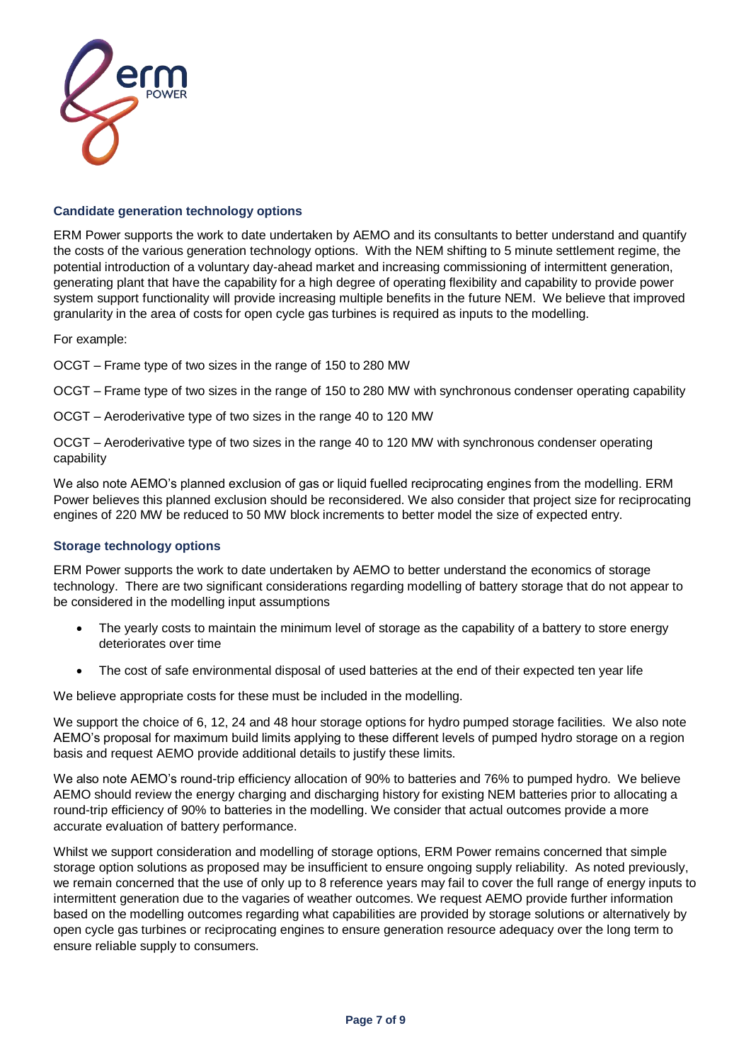### Candidate generation technology options

ERM Power supports the work to date undertaken by AEMO and its consultants to better understand and quantify the costs of the various generation technology options. With the NEM shifting to 5 minute settlement regime, the potential introduction of a voluntary day-ahead market and increasing commissioning of intermittent generation, generating plant that have the capability for a high degree of operating flexibility and capability to provide power system support functionality will provide increasing multiple benefits in the future NEM. We believe that improved granularity in the area of costs for open cycle gas turbines is required as inputs to the modelling.

For example:

OCGT – Frame type of two sizes in the range of 150 to 280 MW

OCGT – Frame type of two sizes in the range of 150 to 280 MW with synchronous condenser operating capability

OCGT – Aeroderivative type of two sizes in the range 40 to 120 MW

OCGT – Aeroderivative type of two sizes in the range 40 to 120 MW with synchronous condenser operating capability

We also note AEMO's planned exclusion of gas or liquid fuelled reciprocating engines from the modelling. ERM Power believes this planned exclusion should be reconsidered. We also consider that project size for reciprocating engines of 220 MW be reduced to 50 MW block increments to better model the size of expected entry.

### Storage technology options

ERM Power supports the work to date undertaken by AEMO to better understand the economics of storage technology. There are two significant considerations regarding modelling of battery storage that do not appear to be considered in the modelling input assumptions

- The yearly costs to maintain the minimum level of storage as the capability of a battery to store energy deteriorates over time
- The cost of safe environmental disposal of used batteries at the end of their expected ten year life

We believe appropriate costs for these must be included in the modelling.

We support the choice of 6, 12, 24 and 48 hour storage options for hydro pumped storage facilities. We also note AEMO's proposal for maximum build limits applying to these different levels of pumped hydro storage on a region basis and request AEMO provide additional details to justify these limits.

We also note AEMO's round-trip efficiency allocation of 90% to batteries and 76% to pumped hydro. We believe AEMO should review the energy charging and discharging history for existing NEM batteries prior to allocating a round-trip efficiency of 90% to batteries in the modelling. We consider that actual outcomes provide a more accurate evaluation of battery performance.

Whilst we support consideration and modelling of storage options, ERM Power remains concerned that simple storage option solutions as proposed may be insufficient to ensure ongoing supply reliability. As noted previously, we remain concerned that the use of only up to 8 reference years may fail to cover the full range of energy inputs to intermittent generation due to the vagaries of weather outcomes. We request AEMO provide further information based on the modelling outcomes regarding what capabilities are provided by storage solutions or alternatively by open cycle gas turbines or reciprocating engines to ensure generation resource adequacy over the long term to ensure reliable supply to consumers.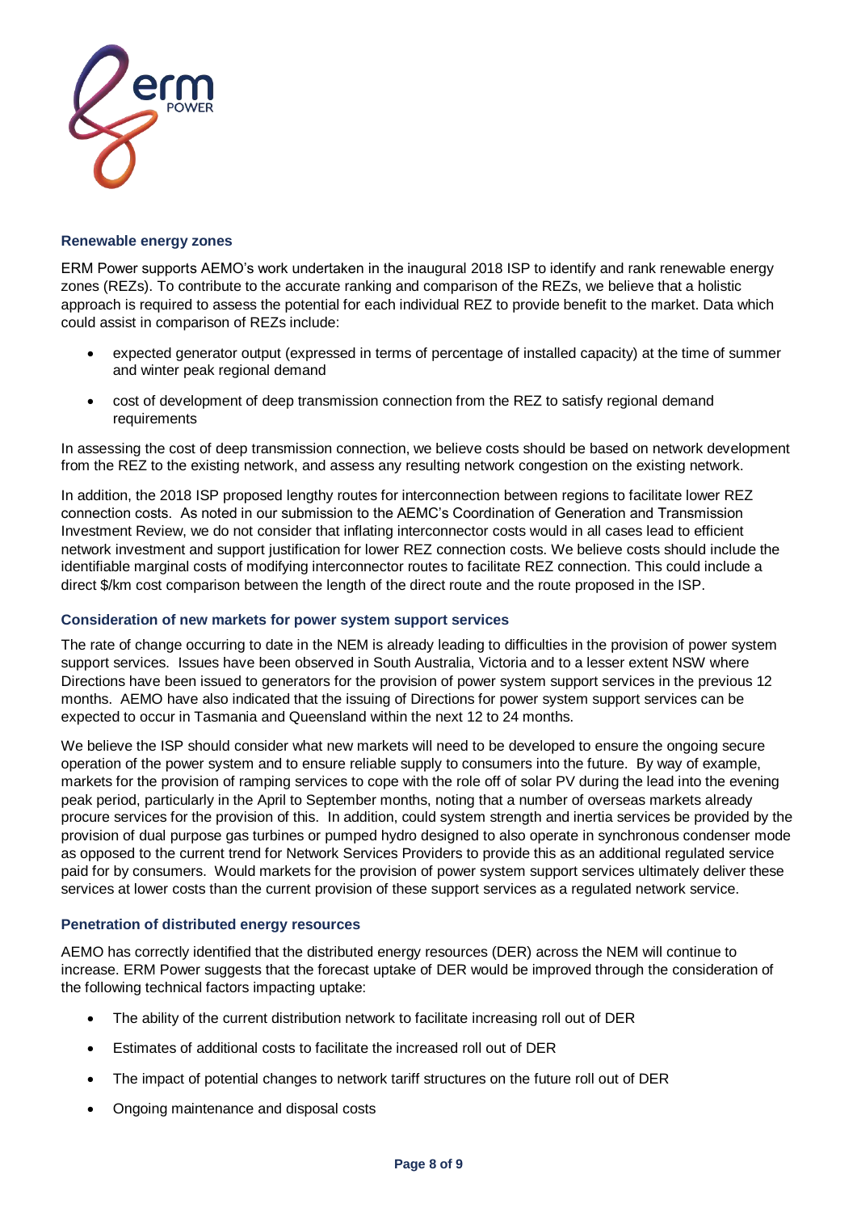## Renewable energy zones

ERM Power supports AEMO's work undertaken in the inaugural 2018 ISP to identify and rank renewable energy zones (REZs). To contribute to the accurate ranking and comparison of the REZs, we believe that a holistic approach is required to assess the potential for each individual REZ to provide benefit to the market. Data which could assist in comparison of REZs include:

- expected generator output (expressed in terms of percentage of installed capacity) at the time of summer and winter peak regional demand
- cost of development of deep transmission connection from the REZ to satisfy regional demand requirements

In assessing the cost of deep transmission connection, we believe costs should be based on network development from the REZ to the existing network, and assess any resulting network congestion on the existing network.

In addition, the 2018 ISP proposed lengthy routes for interconnection between regions to facilitate lower REZ connection costs. As noted in our submission to the AEMC's Coordination of Generation and Transmission Investment Review, we do not consider that inflating interconnector costs would in all cases lead to efficient network investment and support justification for lower REZ connection costs. We believe costs should include the identifiable marginal costs of modifying interconnector routes to facilitate REZ connection. This could include a direct $/km cost comparison between the length of the direct route and the route proposed in the ISP.

## Consideration of new markets for power system support services

The rate of change occurring to date in the NEM is already leading to difficulties in the provision of power system support services. Issues have been observed in South Australia, Victoria and to a lesser extent NSW where Directions have been issued to generators for the provision of power system support services in the previous 12 months. AEMO have also indicated that the issuing of Directions for power system support services can be expected to occur in Tasmania and Queensland within the next 12 to 24 months.

We believe the ISP should consider what new markets will need to be developed to ensure the ongoing secure operation of the power system and to ensure reliable supply to consumers into the future. By way of example, markets for the provision of ramping services to cope with the role off of solar PV during the lead into the evening peak period, particularly in the April to September months, noting that a number of overseas markets already procure services for the provision of this. In addition, could system strength and inertia services be provided by the provision of dual purpose gas turbines or pumped hydro designed to also operate in synchronous condenser mode as opposed to the current trend for Network Services Providers to provide this as an additional regulated service paid for by consumers. Would markets for the provision of power system support services ultimately deliver these services at lower costs than the current provision of these support services as a regulated network service.

## Penetration of distributed energy resources

AEMO has correctly identified that the distributed energy resources (DER) across the NEM will continue to increase. ERM Power suggests that the forecast uptake of DER would be improved through the consideration of the following technical factors impacting uptake:

- The ability of the current distribution network to facilitate increasing roll out of DER
- Estimates of additional costs to facilitate the increased roll out of DER
- The impact of potential changes to network tariff structures on the future roll out of DER
- Ongoing maintenance and disposal costs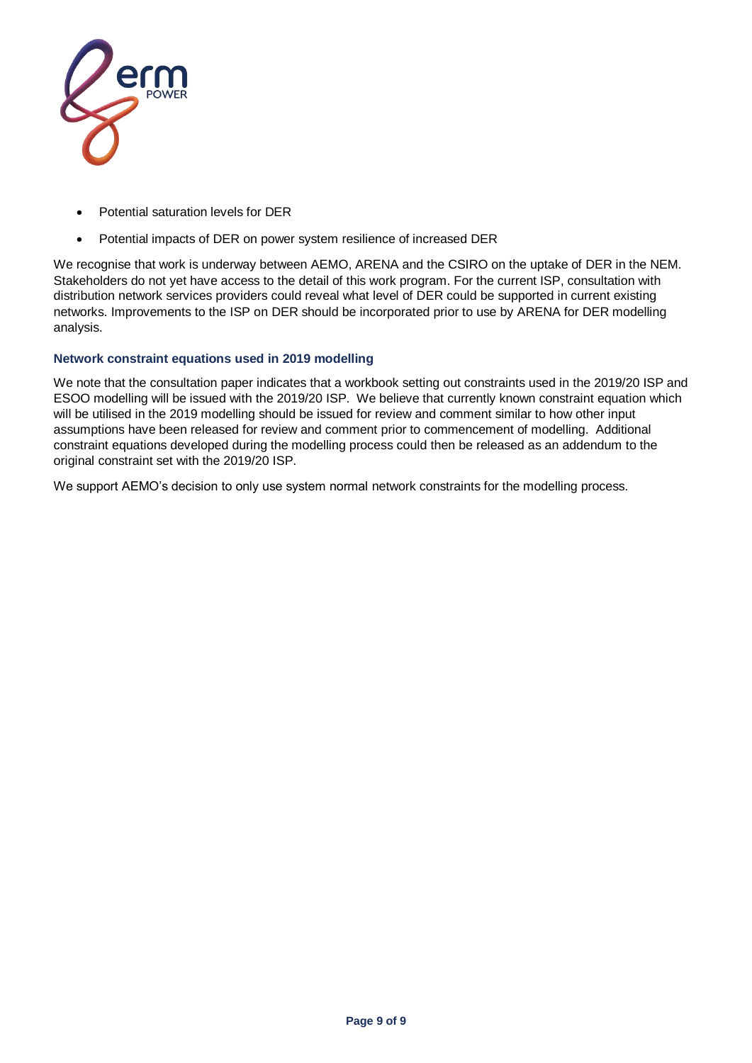- Potential saturation levels for DER
- Potential impacts of DER on power system resilience of increased DER

We recognise that work is underway between AEMO, ARENA and the CSIRO on the uptake of DER in the NEM. Stakeholders do not yet have access to the detail of this work program. For the current ISP, consultation with distribution network services providers could reveal what level of DER could be supported in current existing networks. Improvements to the ISP on DER should be incorporated prior to use by ARENA for DER modelling analysis.

### Network constraint equations used in 2019 modelling

We note that the consultation paper indicates that a workbook setting out constraints used in the 2019/20 ISP and ESOO modelling will be issued with the 2019/20 ISP. We believe that currently known constraint equation which will be utilised in the 2019 modelling should be issued for review and comment similar to how other input assumptions have been released for review and comment prior to commencement of modelling. Additional constraint equations developed during the modelling process could then be released as an addendum to the original constraint set with the 2019/20 ISP.

We support AEMO's decision to only use system normal network constraints for the modelling process.